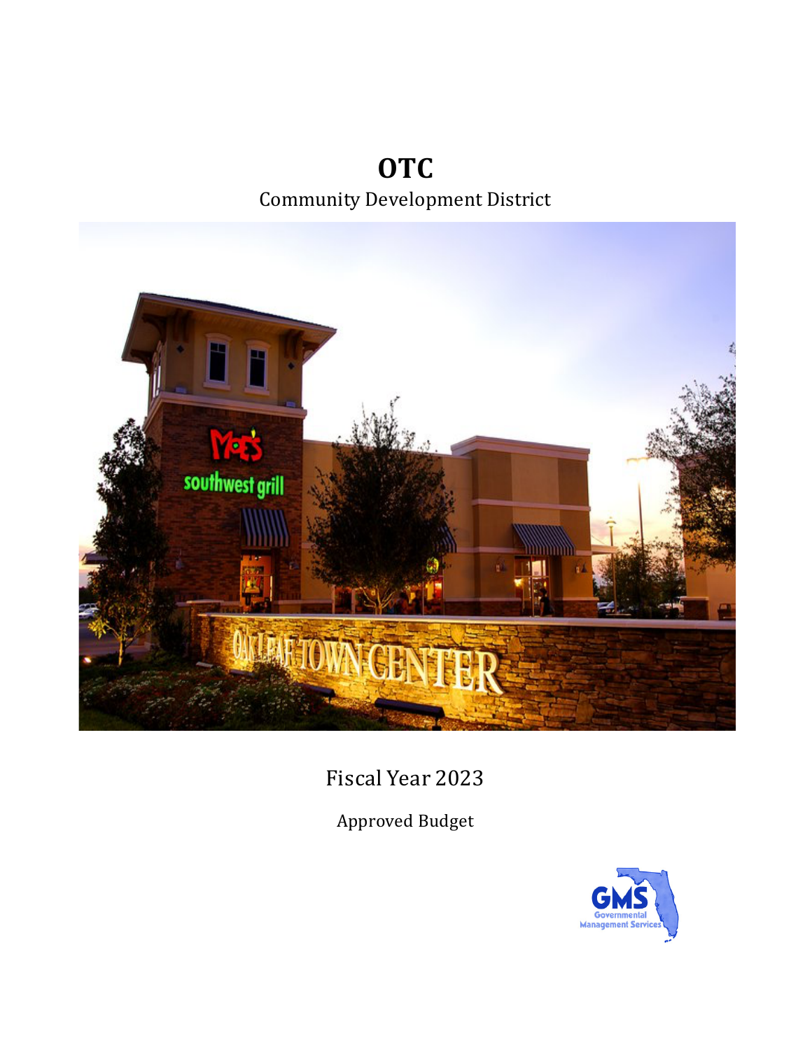# OTC

Community Development District

Fiscal Year 2023

Approved Budget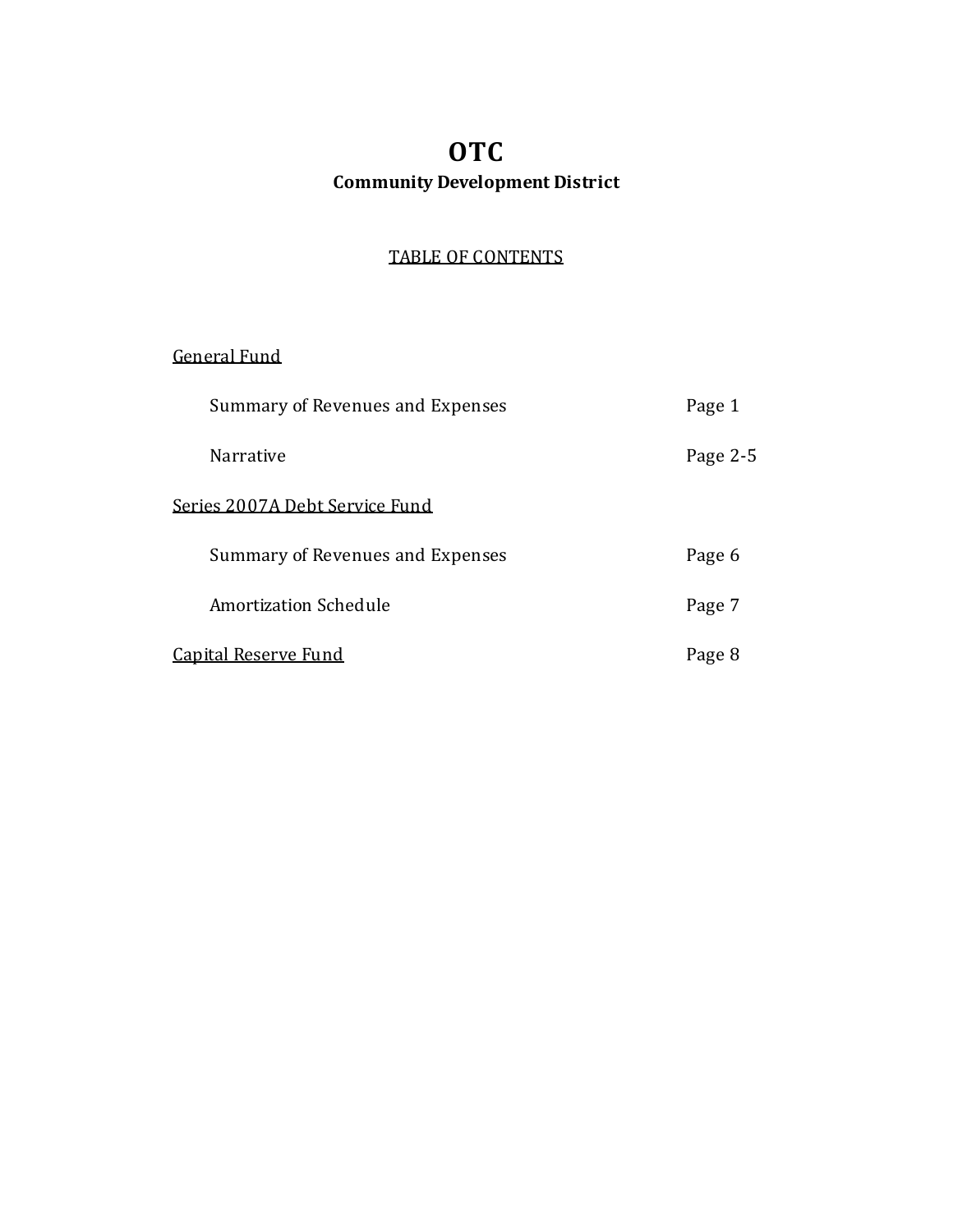# OTC

## Community Development District

TABLE OF CONTENTS

General Fund

| | |
|---|---|
| Summary of Revenues and Expenses | Page 1 |
| Narrative | Page 2-5 |

Series 2007A Debt Service Fund

| | |
|---|---|
| Summary of Revenues and Expenses | Page 6 |
| Amortization Schedule | Page 7 |

| | |
|---|---|
| Capital Reserve Fund | Page 8 |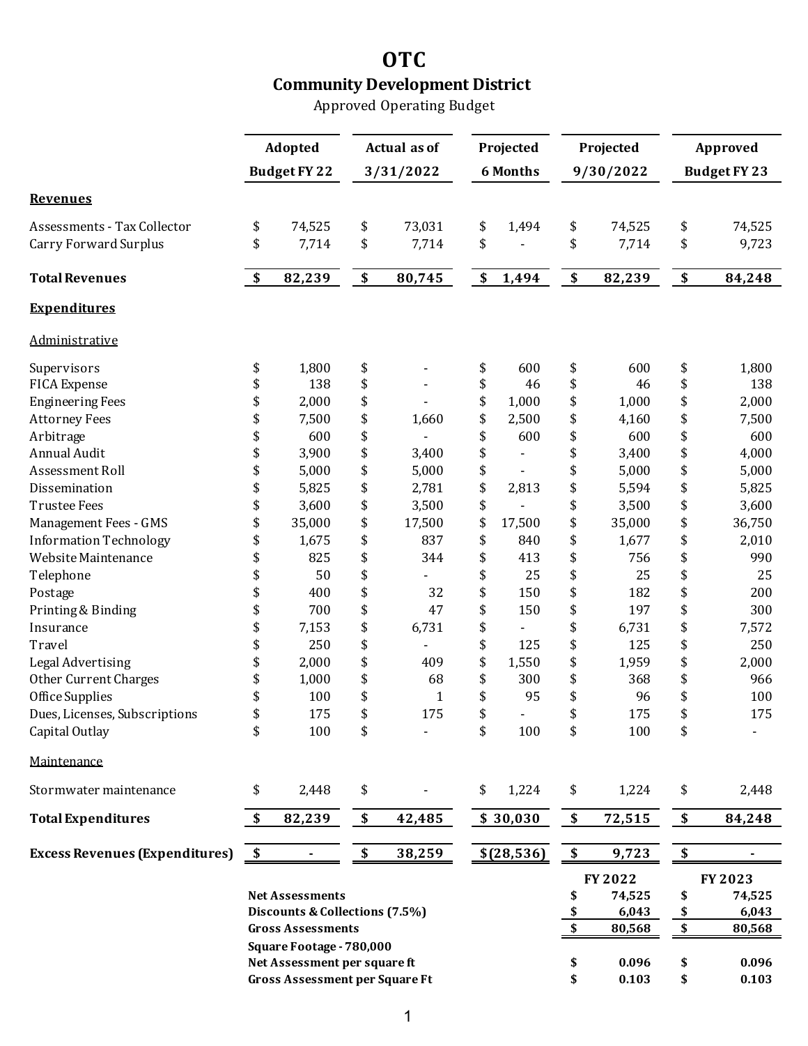# OTC

## Community Development District

Approved Operating Budget

| | Adopted Budget FY 22 | Actual as of 3/31/2022 | Projected 6 Months | Projected 9/30/2022 | Approved Budget FY 23 |
|---|---|---|---|---|---|
| **Revenues** | | | | | |
| Assessments - Tax Collector | $ 74,525 | $ 73,031 | $ 1,494 | $ 74,525 | $ 74,525 |
| Carry Forward Surplus | $ 7,714 | $ 7,714 | $ - | $ 7,714 | $ 9,723 |
| **Total Revenues** | **$ 82,239** | **$ 80,745** | **$ 1,494** | **$ 82,239** | **$ 84,248** |
| **Expenditures** | | | | | |
| Administrative | | | | | |
| Supervisors | $ 1,800 | $ - | $ 600 | $ 600 | $ 1,800 |
| FICA Expense | $ 138 | $ - | $ 46 | $ 46 | $ 138 |
| Engineering Fees | $ 2,000 | $ - | $ 1,000 | $ 1,000 | $ 2,000 |
| Attorney Fees | $ 7,500 | $ 1,660 | $ 2,500 | $ 4,160 | $ 7,500 |
| Arbitrage | $ 600 | $ - | $ 600 | $ 600 | $ 600 |
| Annual Audit | $ 3,900 | $ 3,400 | $ - | $ 3,400 | $ 4,000 |
| Assessment Roll | $ 5,000 | $ 5,000 | $ - | $ 5,000 | $ 5,000 |
| Dissemination | $ 5,825 | $ 2,781 | $ 2,813 | $ 5,594 | $ 5,825 |
| Trustee Fees | $ 3,600 | $ 3,500 | $ - | $ 3,500 | $ 3,600 |
| Management Fees - GMS | $ 35,000 | $ 17,500 | $ 17,500 | $ 35,000 | $ 36,750 |
| Information Technology | $ 1,675 | $ 837 | $ 840 | $ 1,677 | $ 2,010 |
| Website Maintenance | $ 825 | $ 344 | $ 413 | $ 756 | $ 990 |
| Telephone | $ 50 | $ - | $ 25 | $ 25 | $ 25 |
| Postage | $ 400 | $ 32 | $ 150 | $ 182 | $ 200 |
| Printing & Binding | $ 700 | $ 47 | $ 150 | $ 197 | $ 300 |
| Insurance | $ 7,153 | $ 6,731 | $ - | $ 6,731 | $ 7,572 |
| Travel | $ 250 | $ - | $ 125 | $ 125 | $ 250 |
| Legal Advertising | $ 2,000 | $ 409 | $ 1,550 | $ 1,959 | $ 2,000 |
| Other Current Charges | $ 1,000 | $ 68 | $ 300 | $ 368 | $ 966 |
| Office Supplies | $ 100 | $ 1 | $ 95 | $ 96 | $ 100 |
| Dues, Licenses, Subscriptions | $ 175 | $ 175 | $ - | $ 175 | $ 175 |
| Capital Outlay | $ 100 | $ - | $ 100 | $ 100 | $ - |
| Maintenance | | | | | |
| Stormwater maintenance | $ 2,448 | $ - | $ 1,224 | $ 1,224 | $ 2,448 |
| **Total Expenditures** | **$ 82,239** | **$ 42,485** | **$ 30,030** | **$ 72,515** | **$ 84,248** |
| **Excess Revenues (Expenditures)** | **$ -** | **$ 38,259** | **$(28,536)** | **$ 9,723** | **$ -** |

| | FY 2022 | FY 2023 |
|---|---|---|
| **Net Assessments** | $ 74,525 | $ 74,525 |
| **Discounts & Collections (7.5%)** | $ 6,043 | $ 6,043 |
| **Gross Assessments** | $ 80,568 | $ 80,568 |
| **Square Footage - 780,000** | | |
| **Net Assessment per square ft** | $ 0.096 | $ 0.096 |
| **Gross Assessment per Square Ft** | $ 0.103 | $ 0.103 |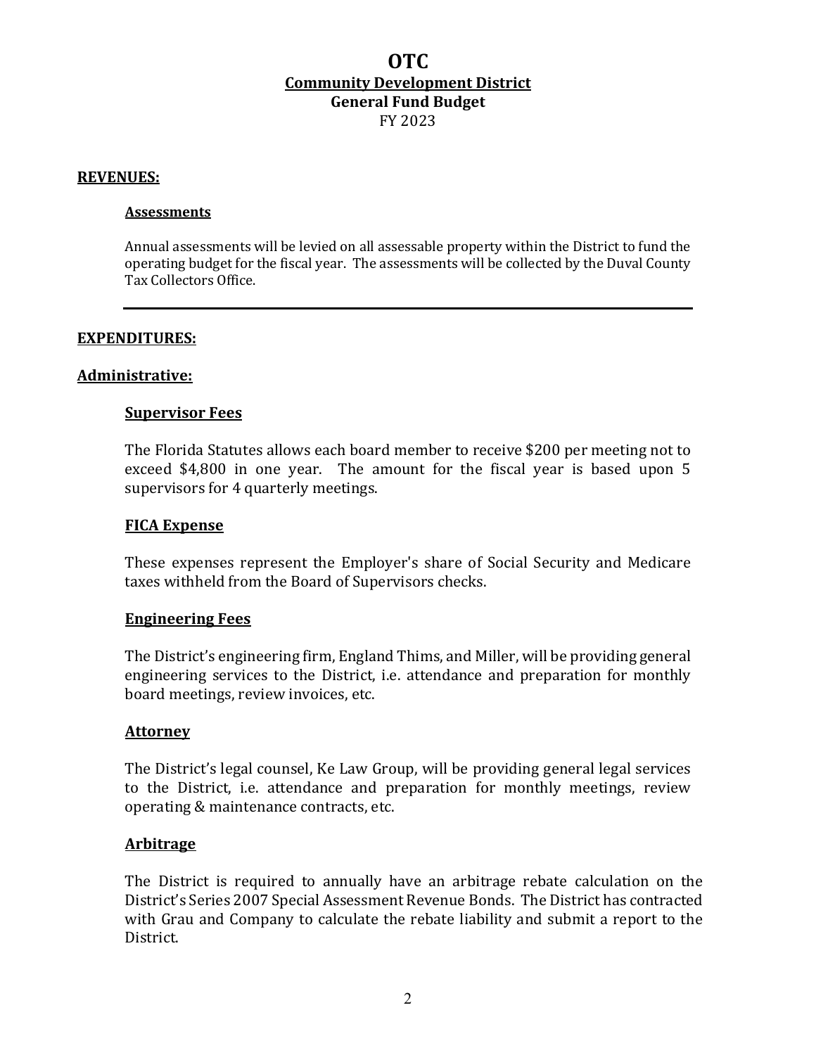# OTC

## Community Development District

## General Fund Budget

FY 2023

### REVENUES:

#### Assessments

Annual assessments will be levied on all assessable property within the District to fund the operating budget for the fiscal year. The assessments will be collected by the Duval County Tax Collectors Office.

---

### EXPENDITURES:

### Administrative:

#### Supervisor Fees

The Florida Statutes allows each board member to receive $200 per meeting not to exceed $4,800 in one year. The amount for the fiscal year is based upon 5 supervisors for 4 quarterly meetings.

#### FICA Expense

These expenses represent the Employer's share of Social Security and Medicare taxes withheld from the Board of Supervisors checks.

#### Engineering Fees

The District's engineering firm, England Thims, and Miller, will be providing general engineering services to the District, i.e. attendance and preparation for monthly board meetings, review invoices, etc.

#### Attorney

The District's legal counsel, Ke Law Group, will be providing general legal services to the District, i.e. attendance and preparation for monthly meetings, review operating & maintenance contracts, etc.

#### Arbitrage

The District is required to annually have an arbitrage rebate calculation on the District's Series 2007 Special Assessment Revenue Bonds. The District has contracted with Grau and Company to calculate the rebate liability and submit a report to the District.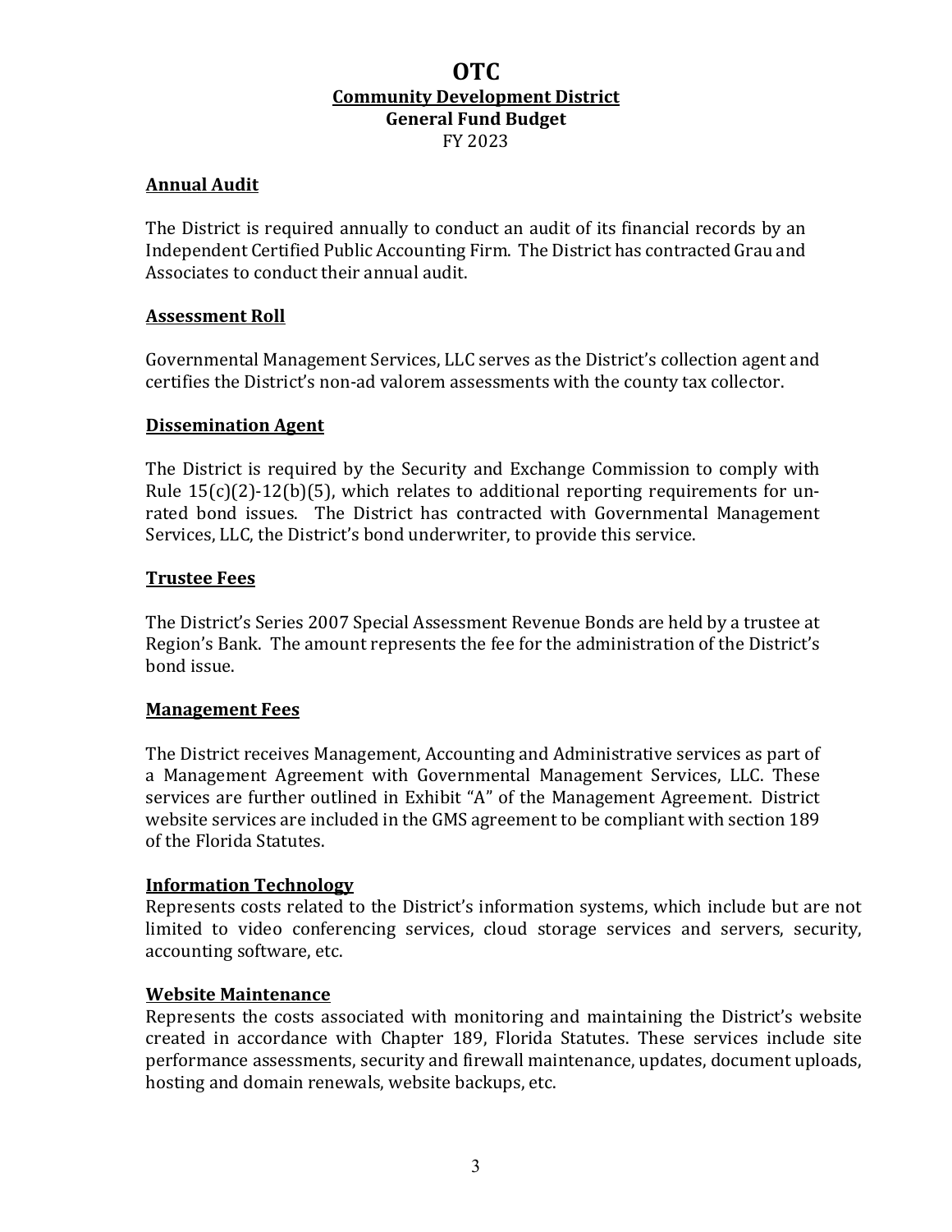# OTC

## Community Development District

### General Fund Budget

FY 2023

**Annual Audit**

The District is required annually to conduct an audit of its financial records by an Independent Certified Public Accounting Firm. The District has contracted Grau and Associates to conduct their annual audit.

**Assessment Roll**

Governmental Management Services, LLC serves as the District's collection agent and certifies the District's non-ad valorem assessments with the county tax collector.

**Dissemination Agent**

The District is required by the Security and Exchange Commission to comply with Rule 15(c)(2)-12(b)(5), which relates to additional reporting requirements for un-rated bond issues. The District has contracted with Governmental Management Services, LLC, the District's bond underwriter, to provide this service.

**Trustee Fees**

The District's Series 2007 Special Assessment Revenue Bonds are held by a trustee at Region's Bank. The amount represents the fee for the administration of the District's bond issue.

**Management Fees**

The District receives Management, Accounting and Administrative services as part of a Management Agreement with Governmental Management Services, LLC. These services are further outlined in Exhibit "A" of the Management Agreement. District website services are included in the GMS agreement to be compliant with section 189 of the Florida Statutes.

**Information Technology**

Represents costs related to the District's information systems, which include but are not limited to video conferencing services, cloud storage services and servers, security, accounting software, etc.

**Website Maintenance**

Represents the costs associated with monitoring and maintaining the District's website created in accordance with Chapter 189, Florida Statutes. These services include site performance assessments, security and firewall maintenance, updates, document uploads, hosting and domain renewals, website backups, etc.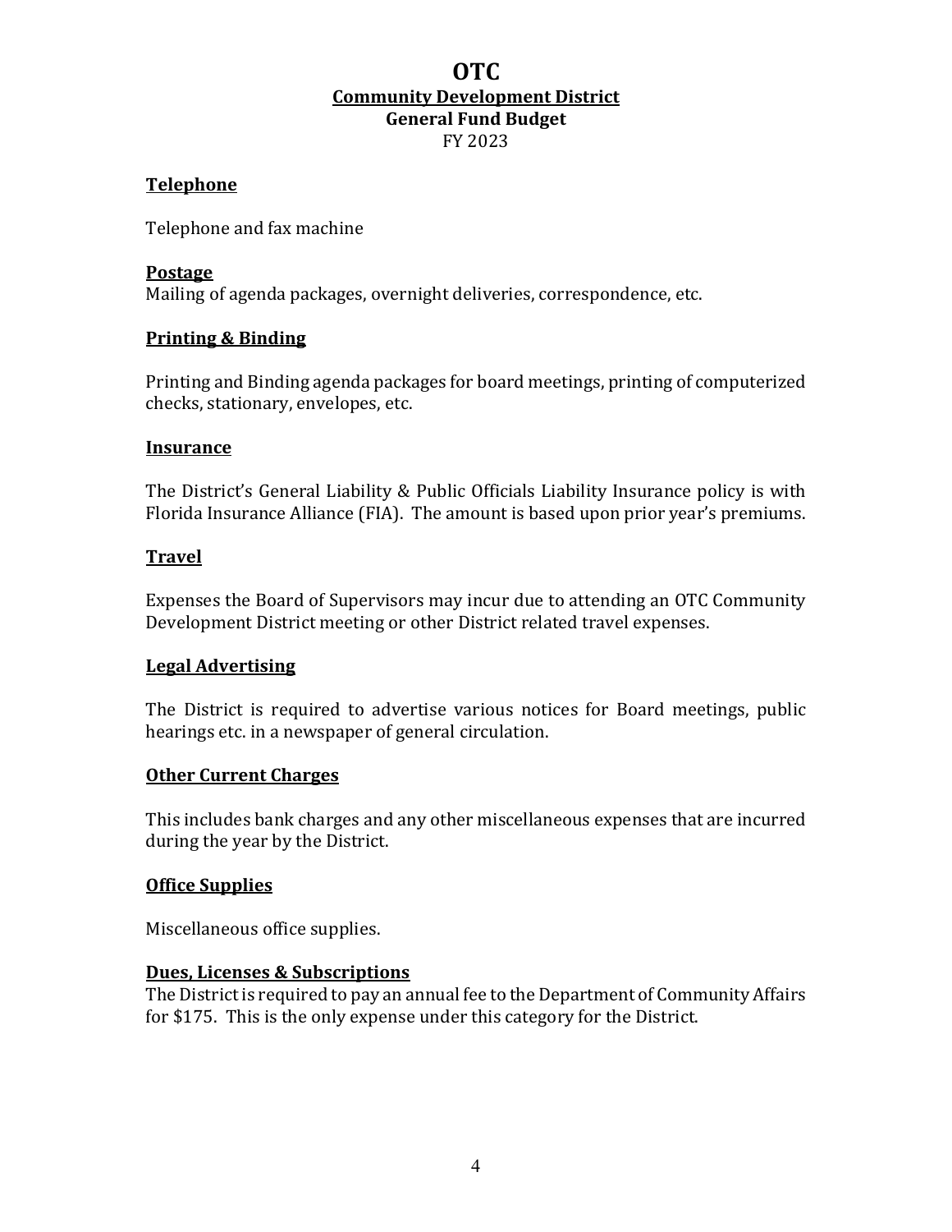# OTC

## Community Development District

### General Fund Budget

FY 2023

**Telephone**

Telephone and fax machine

**Postage**

Mailing of agenda packages, overnight deliveries, correspondence, etc.

**Printing & Binding**

Printing and Binding agenda packages for board meetings, printing of computerized checks, stationary, envelopes, etc.

**Insurance**

The District's General Liability & Public Officials Liability Insurance policy is with Florida Insurance Alliance (FIA). The amount is based upon prior year's premiums.

**Travel**

Expenses the Board of Supervisors may incur due to attending an OTC Community Development District meeting or other District related travel expenses.

**Legal Advertising**

The District is required to advertise various notices for Board meetings, public hearings etc. in a newspaper of general circulation.

**Other Current Charges**

This includes bank charges and any other miscellaneous expenses that are incurred during the year by the District.

**Office Supplies**

Miscellaneous office supplies.

**Dues, Licenses & Subscriptions**

The District is required to pay an annual fee to the Department of Community Affairs for $175. This is the only expense under this category for the District.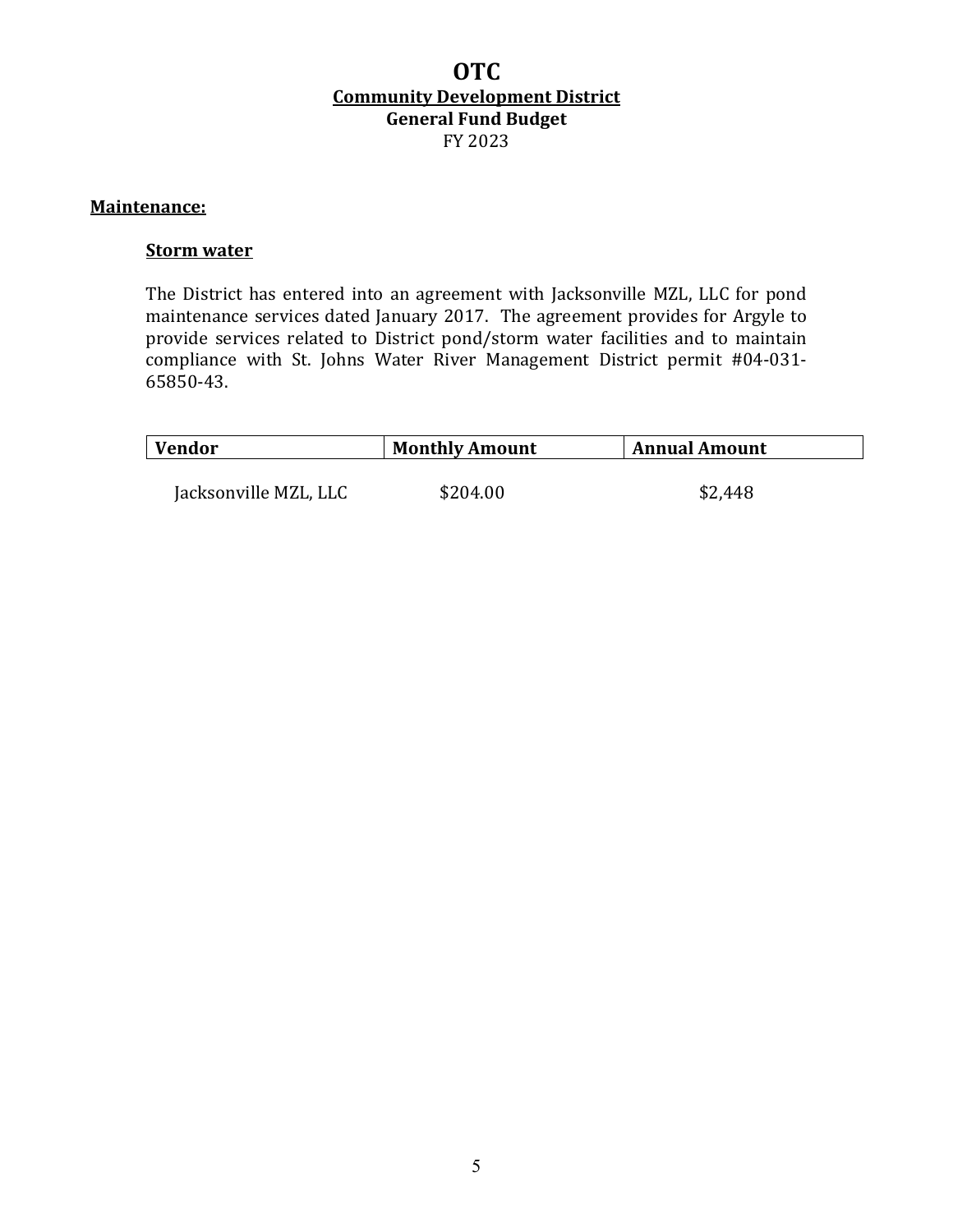# OTC

## Community Development District

### General Fund Budget

FY 2023

**Maintenance:**

**Storm water**

The District has entered into an agreement with Jacksonville MZL, LLC for pond maintenance services dated January 2017. The agreement provides for Argyle to provide services related to District pond/storm water facilities and to maintain compliance with St. Johns Water River Management District permit #04-031-65850-43.

| Vendor | Monthly Amount | Annual Amount |
|---|---|---|
| Jacksonville MZL, LLC | $204.00 | $2,448 |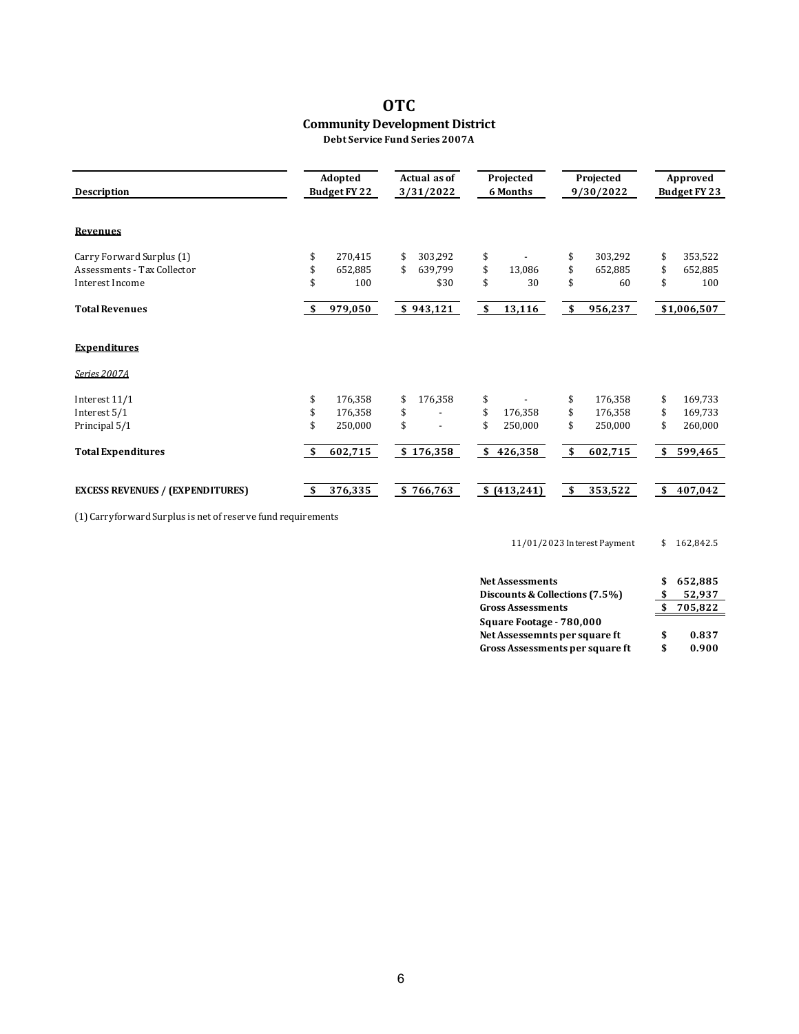# OTC

## Community Development District

### Debt Service Fund Series 2007A

| Description | Adopted Budget FY 22 | Actual as of 3/31/2022 | Projected 6 Months | Projected 9/30/2022 | Approved Budget FY 23 |
|---|---|---|---|---|---|
| **Revenues** | | | | | |
| Carry Forward Surplus (1) | $ 270,415 | $ 303,292 | $ - | $ 303,292 | $ 353,522 |
| Assessments - Tax Collector | $ 652,885 | $ 639,799 | $ 13,086 | $ 652,885 | $ 652,885 |
| Interest Income | $ 100 | $30 | $ 30 | $ 60 | $ 100 |
| **Total Revenues** | **$ 979,050** | **$ 943,121** | **$ 13,116** | **$ 956,237** | **$1,006,507** |
| **Expenditures** | | | | | |
| *Series 2007A* | | | | | |
| Interest 11/1 | $ 176,358 | $ 176,358 | $ - | $ 176,358 | $ 169,733 |
| Interest 5/1 | $ 176,358 | $ - | $ 176,358 | $ 176,358 | $ 169,733 |
| Principal 5/1 | $ 250,000 | $ - | $ 250,000 | $ 250,000 | $ 260,000 |
| **Total Expenditures** | **$ 602,715** | **$ 176,358** | **$ 426,358** | **$ 602,715** | **$ 599,465** |
| **EXCESS REVENUES / (EXPENDITURES)** | **$ 376,335** | **$ 766,763** | **$ (413,241)** | **$ 353,522** | **$ 407,042** |

(1) Carryforward Surplus is net of reserve fund requirements

| | |
|---|---|
| 11/01/2023 Interest Payment | $ 162,842.5 |

| | |
|---|---|
| **Net Assessments** | **$ 652,885** |
| **Discounts & Collections (7.5%)** | **$ 52,937** |
| **Gross Assessments** | **$ 705,822** |
| **Square Footage - 780,000** | |
| **Net Assessemnts per square ft** | **$ 0.837** |
| **Gross Assessments per square ft** | **$ 0.900** |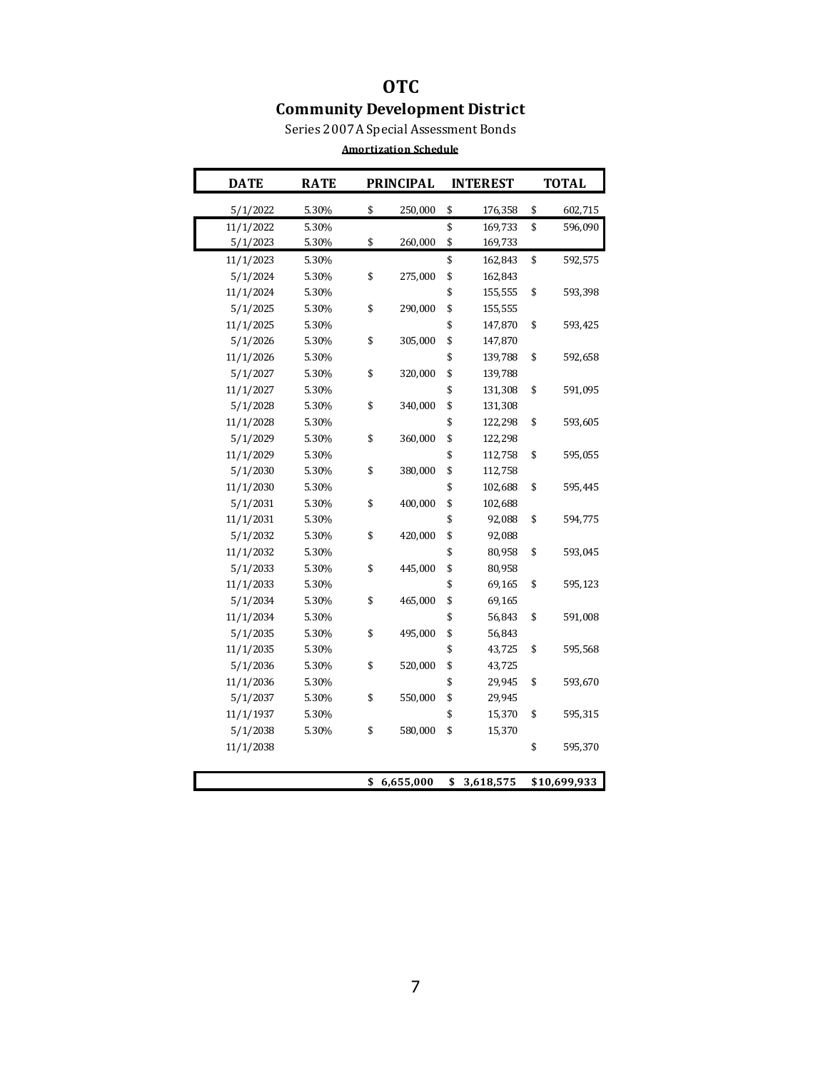# OTC

## Community Development District

Series 2007A Special Assessment Bonds

**Amortization Schedule**

| DATE | RATE | PRINCIPAL | INTEREST | TOTAL |
|---|---|---|---|---|
| 5/1/2022 | 5.30% | $ 250,000 | $ 176,358 | $ 602,715 |
| 11/1/2022 | 5.30% | | $ 169,733 | $ 596,090 |
| 5/1/2023 | 5.30% | $ 260,000 | $ 169,733 | |
| 11/1/2023 | 5.30% | | $ 162,843 | $ 592,575 |
| 5/1/2024 | 5.30% | $ 275,000 | $ 162,843 | |
| 11/1/2024 | 5.30% | | $ 155,555 | $ 593,398 |
| 5/1/2025 | 5.30% | $ 290,000 | $ 155,555 | |
| 11/1/2025 | 5.30% | | $ 147,870 | $ 593,425 |
| 5/1/2026 | 5.30% | $ 305,000 | $ 147,870 | |
| 11/1/2026 | 5.30% | | $ 139,788 | $ 592,658 |
| 5/1/2027 | 5.30% | $ 320,000 | $ 139,788 | |
| 11/1/2027 | 5.30% | | $ 131,308 | $ 591,095 |
| 5/1/2028 | 5.30% | $ 340,000 | $ 131,308 | |
| 11/1/2028 | 5.30% | | $ 122,298 | $ 593,605 |
| 5/1/2029 | 5.30% | $ 360,000 | $ 122,298 | |
| 11/1/2029 | 5.30% | | $ 112,758 | $ 595,055 |
| 5/1/2030 | 5.30% | $ 380,000 | $ 112,758 | |
| 11/1/2030 | 5.30% | | $ 102,688 | $ 595,445 |
| 5/1/2031 | 5.30% | $ 400,000 | $ 102,688 | |
| 11/1/2031 | 5.30% | | $ 92,088 | $ 594,775 |
| 5/1/2032 | 5.30% | $ 420,000 | $ 92,088 | |
| 11/1/2032 | 5.30% | | $ 80,958 | $ 593,045 |
| 5/1/2033 | 5.30% | $ 445,000 | $ 80,958 | |
| 11/1/2033 | 5.30% | | $ 69,165 | $ 595,123 |
| 5/1/2034 | 5.30% | $ 465,000 | $ 69,165 | |
| 11/1/2034 | 5.30% | | $ 56,843 | $ 591,008 |
| 5/1/2035 | 5.30% | $ 495,000 | $ 56,843 | |
| 11/1/2035 | 5.30% | | $ 43,725 | $ 595,568 |
| 5/1/2036 | 5.30% | $ 520,000 | $ 43,725 | |
| 11/1/2036 | 5.30% | | $ 29,945 | $ 593,670 |
| 5/1/2037 | 5.30% | $ 550,000 | $ 29,945 | |
| 11/1/1937 | 5.30% | | $ 15,370 | $ 595,315 |
| 5/1/2038 | 5.30% | $ 580,000 | $ 15,370 | |
| 11/1/2038 | | | | $ 595,370 |
| | | **$ 6,655,000** | **$ 3,618,575** | **$10,699,933** |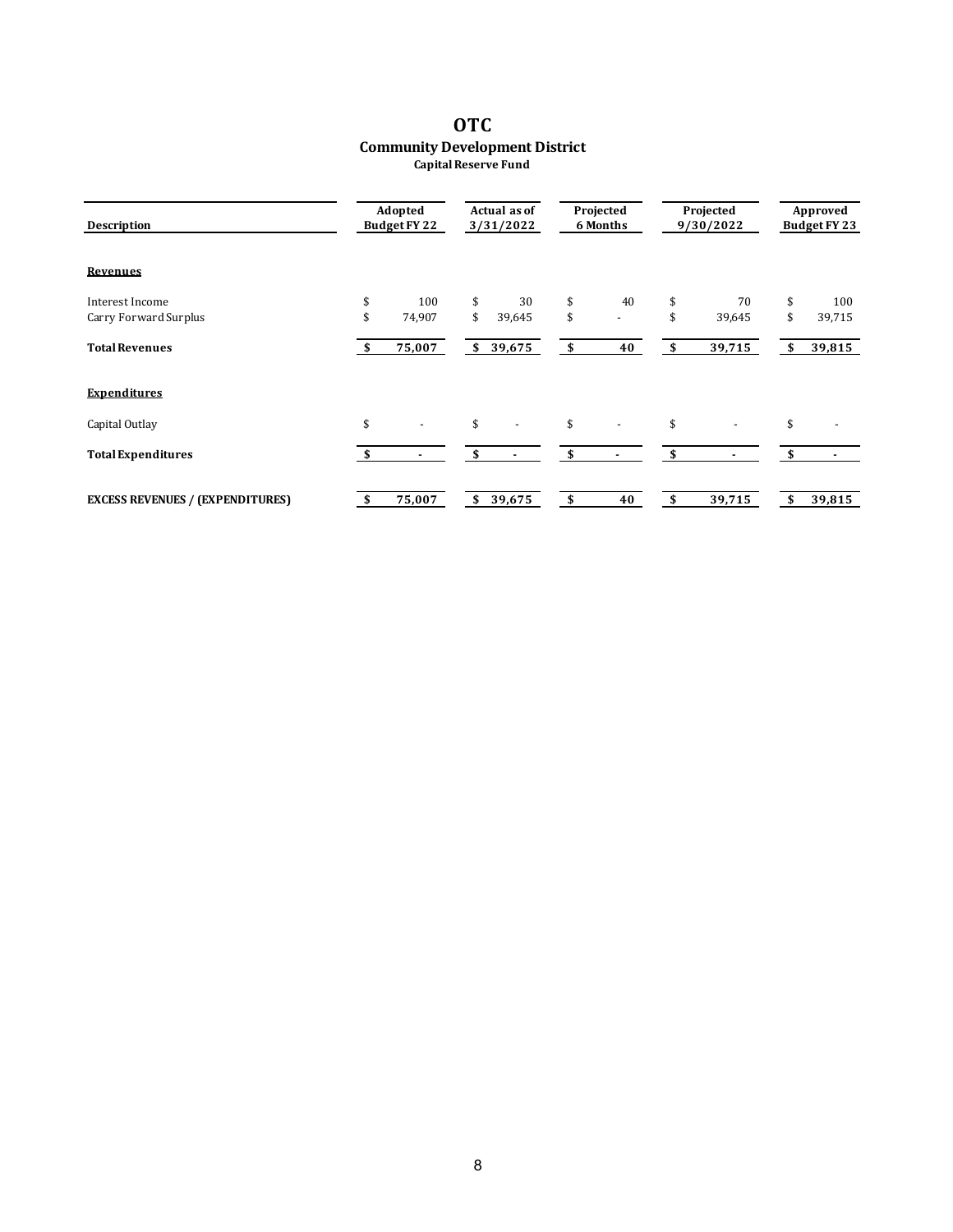# OTC

## Community Development District

### Capital Reserve Fund

| Description | Adopted Budget FY 22 | Actual as of 3/31/2022 | Projected 6 Months | Projected 9/30/2022 | Approved Budget FY 23 |
|---|---|---|---|---|---|
| **Revenues** | | | | | |
| Interest Income | $ 100 | $ 30 | $ 40 | $ 70 | $ 100 |
| Carry Forward Surplus | $ 74,907 | $ 39,645 | $ - | $ 39,645 | $ 39,715 |
| **Total Revenues** | **$ 75,007** | **$ 39,675** | **$ 40** | **$ 39,715** | **$ 39,815** |
| **Expenditures** | | | | | |
| Capital Outlay | $ - | $ - | $ - | $ - | $ - |
| **Total Expenditures** | **$ -** | **$ -** | **$ -** | **$ -** | **$ -** |
| **EXCESS REVENUES / (EXPENDITURES)** | **$ 75,007** | **$ 39,675** | **$ 40** | **$ 39,715** | **$ 39,815** |